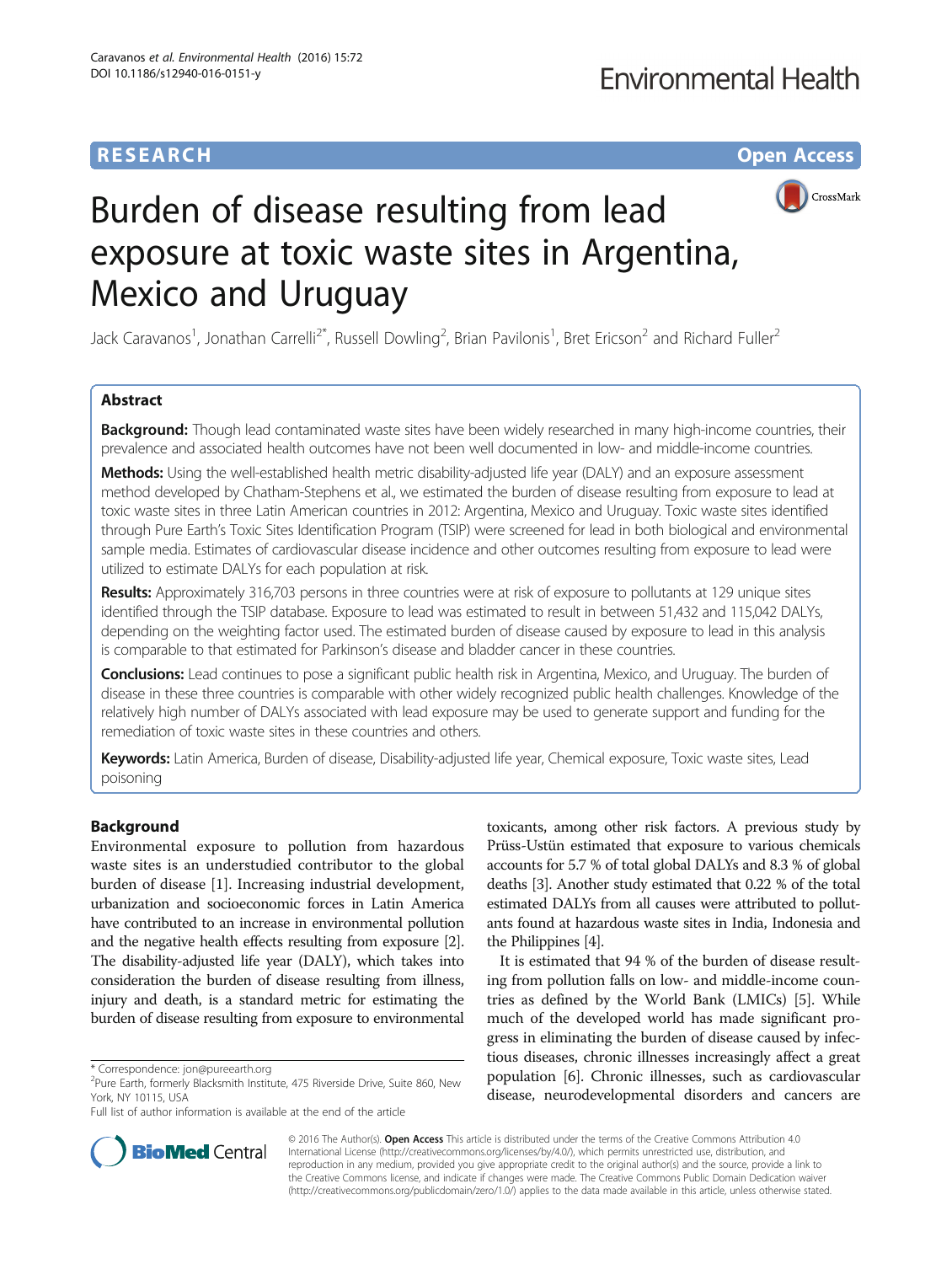RESEARCH Open Access

# Burden of disease resulting from lead exposure at toxic waste sites in Argentina, Mexico and Uruguay

Jack Caravanos[1], Jonathan Carrelli[2*], Russell Dowling[2], Brian Pavilonis[1], Bret Ericson[2] and Richard Fuller[2]

## Abstract

**Background:** Though lead contaminated waste sites have been widely researched in many high-income countries, their prevalence and associated health outcomes have not been well documented in low- and middle-income countries.

**Methods:** Using the well-established health metric disability-adjusted life year (DALY) and an exposure assessment method developed by Chatham-Stephens et al., we estimated the burden of disease resulting from exposure to lead at toxic waste sites in three Latin American countries in 2012: Argentina, Mexico and Uruguay. Toxic waste sites identified through Pure Earth's Toxic Sites Identification Program (TSIP) were screened for lead in both biological and environmental sample media. Estimates of cardiovascular disease incidence and other outcomes resulting from exposure to lead were utilized to estimate DALYs for each population at risk.

**Results:** Approximately 316,703 persons in three countries were at risk of exposure to pollutants at 129 unique sites identified through the TSIP database. Exposure to lead was estimated to result in between 51,432 and 115,042 DALYs, depending on the weighting factor used. The estimated burden of disease caused by exposure to lead in this analysis is comparable to that estimated for Parkinson's disease and bladder cancer in these countries.

**Conclusions:** Lead continues to pose a significant public health risk in Argentina, Mexico, and Uruguay. The burden of disease in these three countries is comparable with other widely recognized public health challenges. Knowledge of the relatively high number of DALYs associated with lead exposure may be used to generate support and funding for the remediation of toxic waste sites in these countries and others.

**Keywords:** Latin America, Burden of disease, Disability-adjusted life year, Chemical exposure, Toxic waste sites, Lead poisoning

## Background

Environmental exposure to pollution from hazardous waste sites is an understudied contributor to the global burden of disease [1]. Increasing industrial development, urbanization and socioeconomic forces in Latin America have contributed to an increase in environmental pollution and the negative health effects resulting from exposure [2]. The disability-adjusted life year (DALY), which takes into consideration the burden of disease resulting from illness, injury and death, is a standard metric for estimating the burden of disease resulting from exposure to environmental toxicants, among other risk factors. A previous study by Prüss-Ustün estimated that exposure to various chemicals accounts for 5.7 % of total global DALYs and 8.3 % of global deaths [3]. Another study estimated that 0.22 % of the total estimated DALYs from all causes were attributed to pollutants found at hazardous waste sites in India, Indonesia and the Philippines [4].

It is estimated that 94 % of the burden of disease resulting from pollution falls on low- and middle-income countries as defined by the World Bank (LMICs) [5]. While much of the developed world has made significant progress in eliminating the burden of disease caused by infectious diseases, chronic illnesses increasingly affect a great population [6]. Chronic illnesses, such as cardiovascular disease, neurodevelopmental disorders and cancers are

\* Correspondence: jon@pureearth.org
[2]Pure Earth, formerly Blacksmith Institute, 475 Riverside Drive, Suite 860, New York, NY 10115, USA
Full list of author information is available at the end of the article

© 2016 The Author(s). **Open Access** This article is distributed under the terms of the Creative Commons Attribution 4.0 International License (http://creativecommons.org/licenses/by/4.0/), which permits unrestricted use, distribution, and reproduction in any medium, provided you give appropriate credit to the original author(s) and the source, provide a link to the Creative Commons license, and indicate if changes were made. The Creative Commons Public Domain Dedication waiver (http://creativecommons.org/publicdomain/zero/1.0/) applies to the data made available in this article, unless otherwise stated.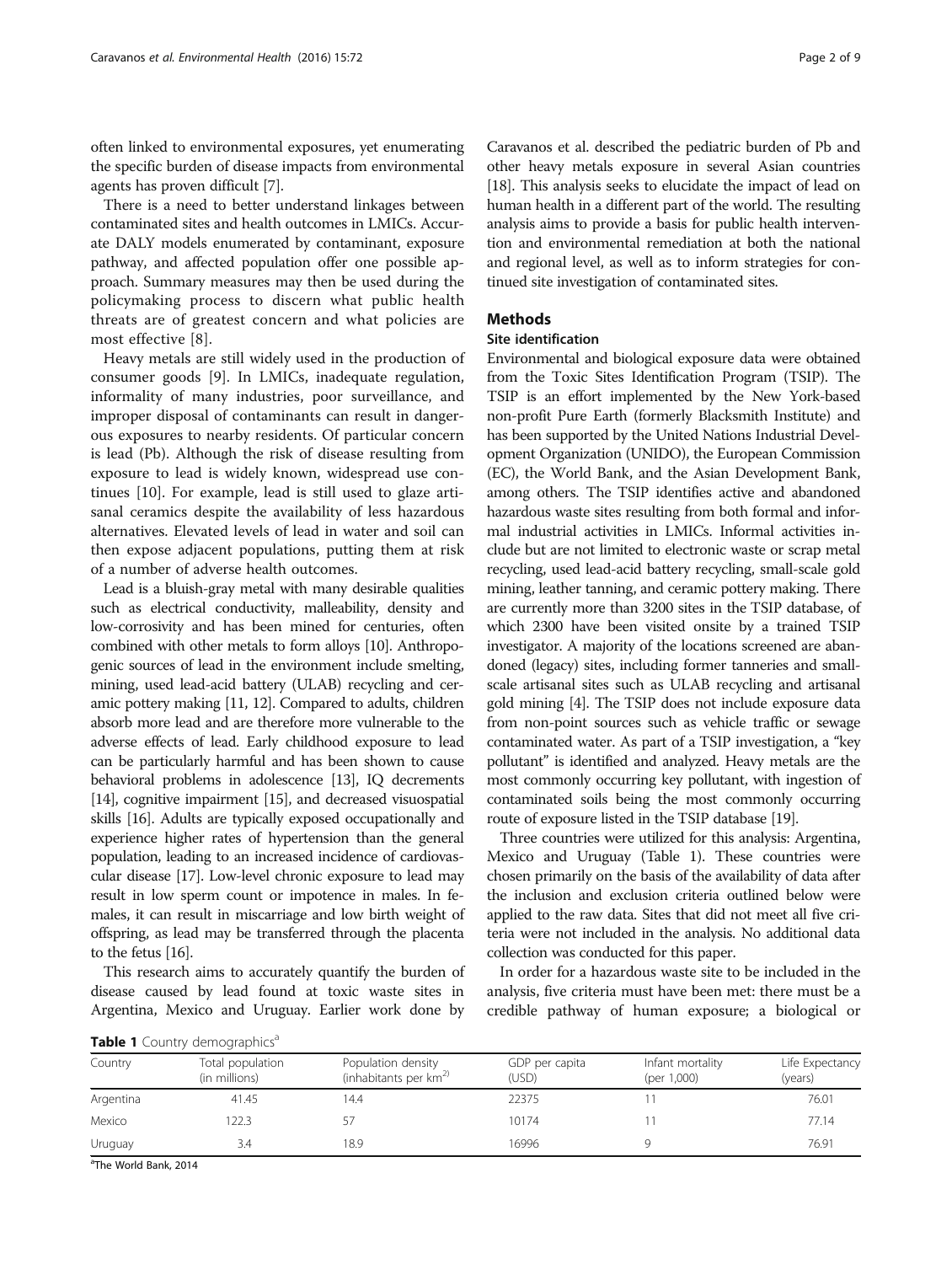often linked to environmental exposures, yet enumerating the specific burden of disease impacts from environmental agents has proven difficult [7].

There is a need to better understand linkages between contaminated sites and health outcomes in LMICs. Accurate DALY models enumerated by contaminant, exposure pathway, and affected population offer one possible approach. Summary measures may then be used during the policymaking process to discern what public health threats are of greatest concern and what policies are most effective [8].

Heavy metals are still widely used in the production of consumer goods [9]. In LMICs, inadequate regulation, informality of many industries, poor surveillance, and improper disposal of contaminants can result in dangerous exposures to nearby residents. Of particular concern is lead (Pb). Although the risk of disease resulting from exposure to lead is widely known, widespread use continues [10]. For example, lead is still used to glaze artisanal ceramics despite the availability of less hazardous alternatives. Elevated levels of lead in water and soil can then expose adjacent populations, putting them at risk of a number of adverse health outcomes.

Lead is a bluish-gray metal with many desirable qualities such as electrical conductivity, malleability, density and low-corrosivity and has been mined for centuries, often combined with other metals to form alloys [10]. Anthropogenic sources of lead in the environment include smelting, mining, used lead-acid battery (ULAB) recycling and ceramic pottery making [11, 12]. Compared to adults, children absorb more lead and are therefore more vulnerable to the adverse effects of lead. Early childhood exposure to lead can be particularly harmful and has been shown to cause behavioral problems in adolescence [13], IQ decrements [14], cognitive impairment [15], and decreased visuospatial skills [16]. Adults are typically exposed occupationally and experience higher rates of hypertension than the general population, leading to an increased incidence of cardiovascular disease [17]. Low-level chronic exposure to lead may result in low sperm count or impotence in males. In females, it can result in miscarriage and low birth weight of offspring, as lead may be transferred through the placenta to the fetus [16].

This research aims to accurately quantify the burden of disease caused by lead found at toxic waste sites in Argentina, Mexico and Uruguay. Earlier work done by Caravanos et al. described the pediatric burden of Pb and other heavy metals exposure in several Asian countries [18]. This analysis seeks to elucidate the impact of lead on human health in a different part of the world. The resulting analysis aims to provide a basis for public health intervention and environmental remediation at both the national and regional level, as well as to inform strategies for continued site investigation of contaminated sites.

## Methods

### Site identification

Environmental and biological exposure data were obtained from the Toxic Sites Identification Program (TSIP). The TSIP is an effort implemented by the New York-based non-profit Pure Earth (formerly Blacksmith Institute) and has been supported by the United Nations Industrial Development Organization (UNIDO), the European Commission (EC), the World Bank, and the Asian Development Bank, among others. The TSIP identifies active and abandoned hazardous waste sites resulting from both formal and informal industrial activities in LMICs. Informal activities include but are not limited to electronic waste or scrap metal recycling, used lead-acid battery recycling, small-scale gold mining, leather tanning, and ceramic pottery making. There are currently more than 3200 sites in the TSIP database, of which 2300 have been visited onsite by a trained TSIP investigator. A majority of the locations screened are abandoned (legacy) sites, including former tanneries and small-scale artisanal sites such as ULAB recycling and artisanal gold mining [4]. The TSIP does not include exposure data from non-point sources such as vehicle traffic or sewage contaminated water. As part of a TSIP investigation, a "key pollutant" is identified and analyzed. Heavy metals are the most commonly occurring key pollutant, with ingestion of contaminated soils being the most commonly occurring route of exposure listed in the TSIP database [19].

Three countries were utilized for this analysis: Argentina, Mexico and Uruguay (Table 1). These countries were chosen primarily on the basis of the availability of data after the inclusion and exclusion criteria outlined below were applied to the raw data. Sites that did not meet all five criteria were not included in the analysis. No additional data collection was conducted for this paper.

In order for a hazardous waste site to be included in the analysis, five criteria must have been met: there must be a credible pathway of human exposure; a biological or

**Table 1** Country demographics[a]

| Country | Total population (in millions) | Population density (inhabitants per km$^2$) | GDP per capita (USD) | Infant mortality (per 1,000) | Life Expectancy (years) |
|---|---|---|---|---|---|
| Argentina | 41.45 | 14.4 | 22375 | 11 | 76.01 |
| Mexico | 122.3 | 57 | 10174 | 11 | 77.14 |
| Uruguay | 3.4 | 18.9 | 16996 | 9 | 76.91 |

[a]The World Bank, 2014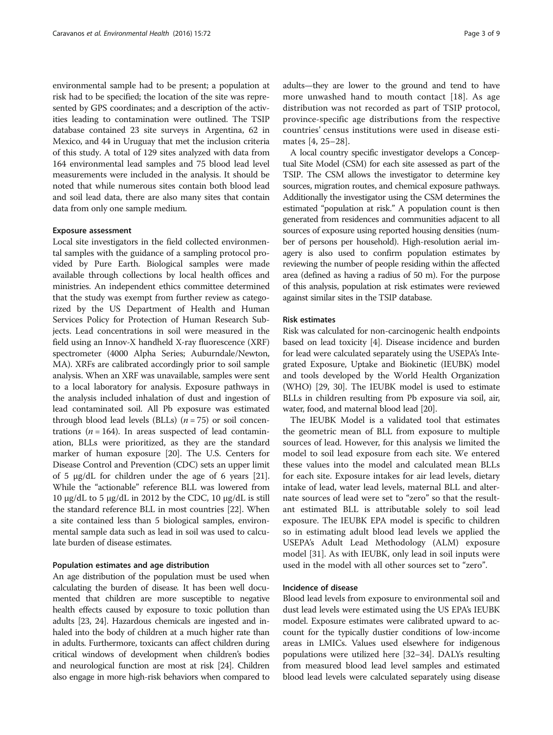environmental sample had to be present; a population at risk had to be specified; the location of the site was represented by GPS coordinates; and a description of the activities leading to contamination were outlined. The TSIP database contained 23 site surveys in Argentina, 62 in Mexico, and 44 in Uruguay that met the inclusion criteria of this study. A total of 129 sites analyzed with data from 164 environmental lead samples and 75 blood lead level measurements were included in the analysis. It should be noted that while numerous sites contain both blood lead and soil lead data, there are also many sites that contain data from only one sample medium.

#### Exposure assessment

Local site investigators in the field collected environmental samples with the guidance of a sampling protocol provided by Pure Earth. Biological samples were made available through collections by local health offices and ministries. An independent ethics committee determined that the study was exempt from further review as categorized by the US Department of Health and Human Services Policy for Protection of Human Research Subjects. Lead concentrations in soil were measured in the field using an Innov-X handheld X-ray fluorescence (XRF) spectrometer (4000 Alpha Series; Auburndale/Newton, MA). XRFs are calibrated accordingly prior to soil sample analysis. When an XRF was unavailable, samples were sent to a local laboratory for analysis. Exposure pathways in the analysis included inhalation of dust and ingestion of lead contaminated soil. All Pb exposure was estimated through blood lead levels (BLLs) ($n = 75$) or soil concentrations ($n = 164$). In areas suspected of lead contamination, BLLs were prioritized, as they are the standard marker of human exposure [20]. The U.S. Centers for Disease Control and Prevention (CDC) sets an upper limit of 5 μg/dL for children under the age of 6 years [21]. While the "actionable" reference BLL was lowered from 10 μg/dL to 5 μg/dL in 2012 by the CDC, 10 μg/dL is still the standard reference BLL in most countries [22]. When a site contained less than 5 biological samples, environmental sample data such as lead in soil was used to calculate burden of disease estimates.

#### Population estimates and age distribution

An age distribution of the population must be used when calculating the burden of disease. It has been well documented that children are more susceptible to negative health effects caused by exposure to toxic pollution than adults [23, 24]. Hazardous chemicals are ingested and inhaled into the body of children at a much higher rate than in adults. Furthermore, toxicants can affect children during critical windows of development when children's bodies and neurological function are most at risk [24]. Children also engage in more high-risk behaviors when compared to adults—they are lower to the ground and tend to have more unwashed hand to mouth contact [18]. As age distribution was not recorded as part of TSIP protocol, province-specific age distributions from the respective countries' census institutions were used in disease estimates [4, 25–28].

A local country specific investigator develops a Conceptual Site Model (CSM) for each site assessed as part of the TSIP. The CSM allows the investigator to determine key sources, migration routes, and chemical exposure pathways. Additionally the investigator using the CSM determines the estimated "population at risk." A population count is then generated from residences and communities adjacent to all sources of exposure using reported housing densities (number of persons per household). High-resolution aerial imagery is also used to confirm population estimates by reviewing the number of people residing within the affected area (defined as having a radius of 50 m). For the purpose of this analysis, population at risk estimates were reviewed against similar sites in the TSIP database.

#### Risk estimates

Risk was calculated for non-carcinogenic health endpoints based on lead toxicity [4]. Disease incidence and burden for lead were calculated separately using the USEPA's Integrated Exposure, Uptake and Biokinetic (IEUBK) model and tools developed by the World Health Organization (WHO) [29, 30]. The IEUBK model is used to estimate BLLs in children resulting from Pb exposure via soil, air, water, food, and maternal blood lead [20].

The IEUBK Model is a validated tool that estimates the geometric mean of BLL from exposure to multiple sources of lead. However, for this analysis we limited the model to soil lead exposure from each site. We entered these values into the model and calculated mean BLLs for each site. Exposure intakes for air lead levels, dietary intake of lead, water lead levels, maternal BLL and alternate sources of lead were set to "zero" so that the resultant estimated BLL is attributable solely to soil lead exposure. The IEUBK EPA model is specific to children so in estimating adult blood lead levels we applied the USEPA's Adult Lead Methodology (ALM) exposure model [31]. As with IEUBK, only lead in soil inputs were used in the model with all other sources set to "zero".

#### Incidence of disease

Blood lead levels from exposure to environmental soil and dust lead levels were estimated using the US EPA's IEUBK model. Exposure estimates were calibrated upward to account for the typically dustier conditions of low-income areas in LMICs. Values used elsewhere for indigenous populations were utilized here [32–34]. DALYs resulting from measured blood lead level samples and estimated blood lead levels were calculated separately using disease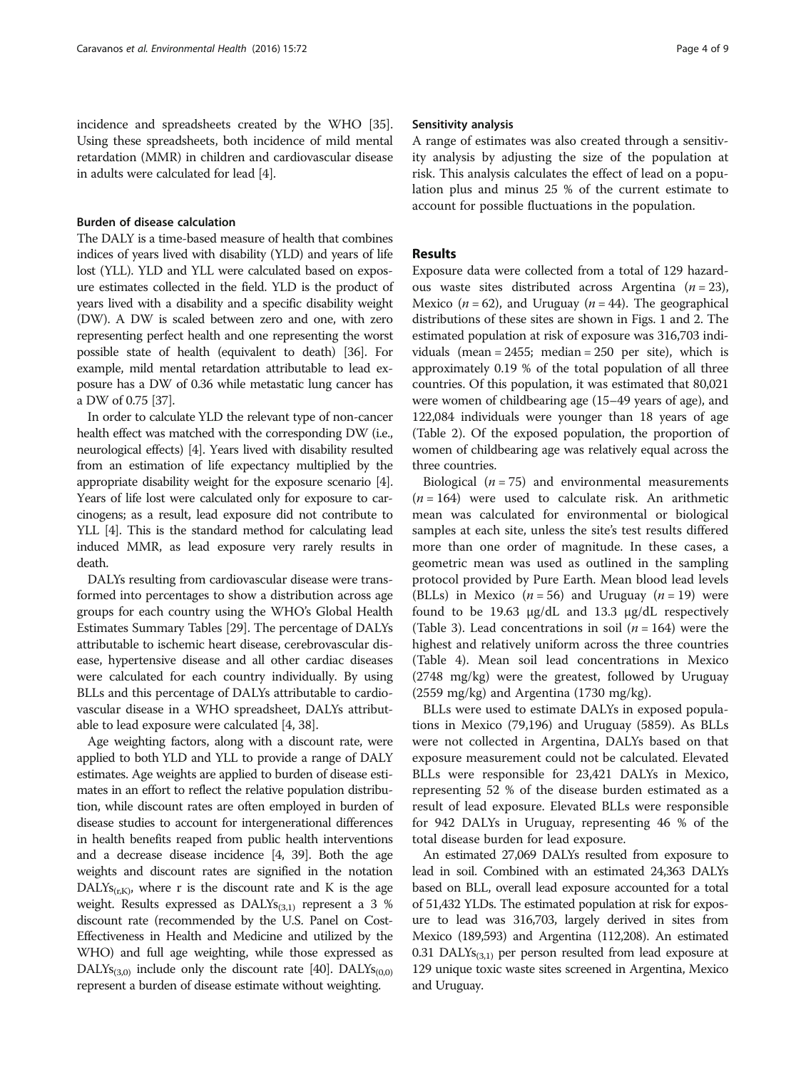incidence and spreadsheets created by the WHO [35]. Using these spreadsheets, both incidence of mild mental retardation (MMR) in children and cardiovascular disease in adults were calculated for lead [4].

### Burden of disease calculation

The DALY is a time-based measure of health that combines indices of years lived with disability (YLD) and years of life lost (YLL). YLD and YLL were calculated based on exposure estimates collected in the field. YLD is the product of years lived with a disability and a specific disability weight (DW). A DW is scaled between zero and one, with zero representing perfect health and one representing the worst possible state of health (equivalent to death) [36]. For example, mild mental retardation attributable to lead exposure has a DW of 0.36 while metastatic lung cancer has a DW of 0.75 [37].

In order to calculate YLD the relevant type of non-cancer health effect was matched with the corresponding DW (i.e., neurological effects) [4]. Years lived with disability resulted from an estimation of life expectancy multiplied by the appropriate disability weight for the exposure scenario [4]. Years of life lost were calculated only for exposure to carcinogens; as a result, lead exposure did not contribute to YLL [4]. This is the standard method for calculating lead induced MMR, as lead exposure very rarely results in death.

DALYs resulting from cardiovascular disease were transformed into percentages to show a distribution across age groups for each country using the WHO's Global Health Estimates Summary Tables [29]. The percentage of DALYs attributable to ischemic heart disease, cerebrovascular disease, hypertensive disease and all other cardiac diseases were calculated for each country individually. By using BLLs and this percentage of DALYs attributable to cardiovascular disease in a WHO spreadsheet, DALYs attributable to lead exposure were calculated [4, 38].

Age weighting factors, along with a discount rate, were applied to both YLD and YLL to provide a range of DALY estimates. Age weights are applied to burden of disease estimates in an effort to reflect the relative population distribution, while discount rates are often employed in burden of disease studies to account for intergenerational differences in health benefits reaped from public health interventions and a decrease disease incidence [4, 39]. Both the age weights and discount rates are signified in the notation $\text{DALYs}_{(r,K)}$, where r is the discount rate and K is the age weight. Results expressed as $\text{DALYs}_{(3,1)}$ represent a 3 % discount rate (recommended by the U.S. Panel on Cost-Effectiveness in Health and Medicine and utilized by the WHO) and full age weighting, while those expressed as $\text{DALYs}_{(3,0)}$ include only the discount rate [40]. $\text{DALYs}_{(0,0)}$ represent a burden of disease estimate without weighting.

### Sensitivity analysis

A range of estimates was also created through a sensitivity analysis by adjusting the size of the population at risk. This analysis calculates the effect of lead on a population plus and minus 25 % of the current estimate to account for possible fluctuations in the population.

## Results

Exposure data were collected from a total of 129 hazardous waste sites distributed across Argentina ($n = 23$), Mexico ($n = 62$), and Uruguay ($n = 44$). The geographical distributions of these sites are shown in Figs. 1 and 2. The estimated population at risk of exposure was 316,703 individuals (mean = 2455; median = 250 per site), which is approximately 0.19 % of the total population of all three countries. Of this population, it was estimated that 80,021 were women of childbearing age (15–49 years of age), and 122,084 individuals were younger than 18 years of age (Table 2). Of the exposed population, the proportion of women of childbearing age was relatively equal across the three countries.

Biological ($n = 75$) and environmental measurements ($n = 164$) were used to calculate risk. An arithmetic mean was calculated for environmental or biological samples at each site, unless the site's test results differed more than one order of magnitude. In these cases, a geometric mean was used as outlined in the sampling protocol provided by Pure Earth. Mean blood lead levels (BLLs) in Mexico ($n = 56$) and Uruguay ($n = 19$) were found to be 19.63 μg/dL and 13.3 μg/dL respectively (Table 3). Lead concentrations in soil ($n = 164$) were the highest and relatively uniform across the three countries (Table 4). Mean soil lead concentrations in Mexico (2748 mg/kg) were the greatest, followed by Uruguay (2559 mg/kg) and Argentina (1730 mg/kg).

BLLs were used to estimate DALYs in exposed populations in Mexico (79,196) and Uruguay (5859). As BLLs were not collected in Argentina, DALYs based on that exposure measurement could not be calculated. Elevated BLLs were responsible for 23,421 DALYs in Mexico, representing 52 % of the disease burden estimated as a result of lead exposure. Elevated BLLs were responsible for 942 DALYs in Uruguay, representing 46 % of the total disease burden for lead exposure.

An estimated 27,069 DALYs resulted from exposure to lead in soil. Combined with an estimated 24,363 DALYs based on BLL, overall lead exposure accounted for a total of 51,432 YLDs. The estimated population at risk for exposure to lead was 316,703, largely derived in sites from Mexico (189,593) and Argentina (112,208). An estimated 0.31 $\text{DALYs}_{(3,1)}$ per person resulted from lead exposure at 129 unique toxic waste sites screened in Argentina, Mexico and Uruguay.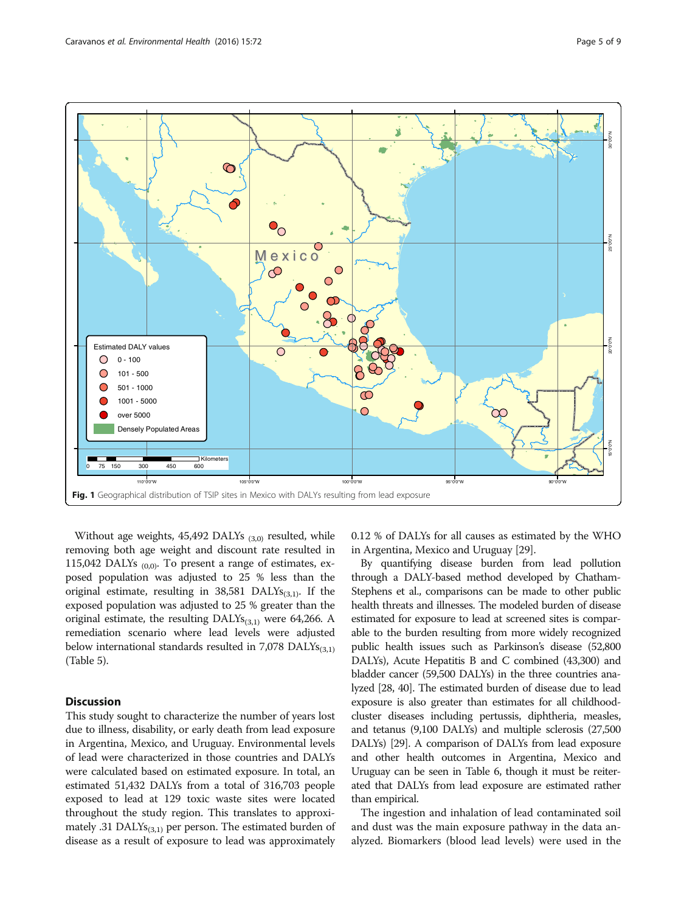Fig. 1 Geographical distribution of TSIP sites in Mexico with DALYs resulting from lead exposure

Without age weights, 45,492 DALYs $_{(3,0)}$ resulted, while removing both age weight and discount rate resulted in 115,042 DALYs $_{(0,0)}$. To present a range of estimates, exposed population was adjusted to 25 % less than the original estimate, resulting in 38,581 DALYs$_{(3,1)}$. If the exposed population was adjusted to 25 % greater than the original estimate, the resulting DALYs$_{(3,1)}$ were 64,266. A remediation scenario where lead levels were adjusted below international standards resulted in 7,078 DALYs$_{(3,1)}$ (Table 5).

## Discussion

This study sought to characterize the number of years lost due to illness, disability, or early death from lead exposure in Argentina, Mexico, and Uruguay. Environmental levels of lead were characterized in those countries and DALYs were calculated based on estimated exposure. In total, an estimated 51,432 DALYs from a total of 316,703 people exposed to lead at 129 toxic waste sites were located throughout the study region. This translates to approximately .31 DALYs$_{(3,1)}$ per person. The estimated burden of disease as a result of exposure to lead was approximately 0.12 % of DALYs for all causes as estimated by the WHO in Argentina, Mexico and Uruguay [29].

By quantifying disease burden from lead pollution through a DALY-based method developed by Chatham-Stephens et al., comparisons can be made to other public health threats and illnesses. The modeled burden of disease estimated for exposure to lead at screened sites is comparable to the burden resulting from more widely recognized public health issues such as Parkinson's disease (52,800 DALYs), Acute Hepatitis B and C combined (43,300) and bladder cancer (59,500 DALYs) in the three countries analyzed [28, 40]. The estimated burden of disease due to lead exposure is also greater than estimates for all childhood-cluster diseases including pertussis, diphtheria, measles, and tetanus (9,100 DALYs) and multiple sclerosis (27,500 DALYs) [29]. A comparison of DALYs from lead exposure and other health outcomes in Argentina, Mexico and Uruguay can be seen in Table 6, though it must be reiterated that DALYs from lead exposure are estimated rather than empirical.

The ingestion and inhalation of lead contaminated soil and dust was the main exposure pathway in the data analyzed. Biomarkers (blood lead levels) were used in the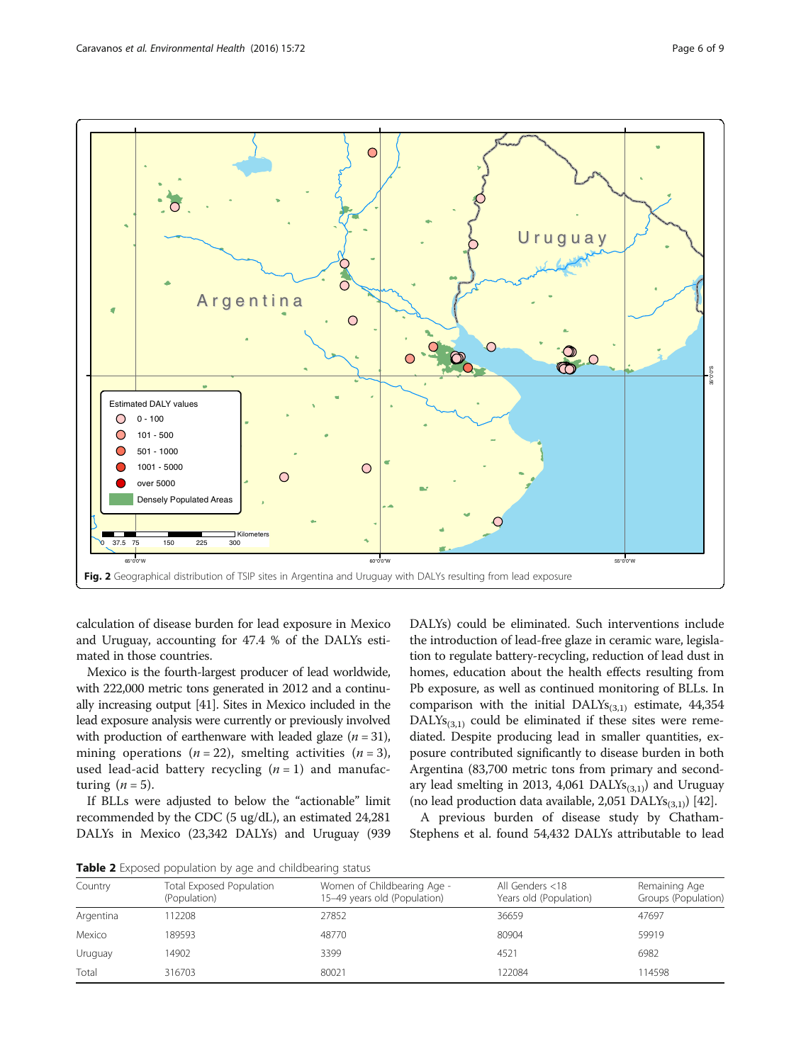Fig. 2 Geographical distribution of TSIP sites in Argentina and Uruguay with DALYs resulting from lead exposure

calculation of disease burden for lead exposure in Mexico and Uruguay, accounting for 47.4 % of the DALYs estimated in those countries.

Mexico is the fourth-largest producer of lead worldwide, with 222,000 metric tons generated in 2012 and a continually increasing output [41]. Sites in Mexico included in the lead exposure analysis were currently or previously involved with production of earthenware with leaded glaze ($n = 31$), mining operations ($n = 22$), smelting activities ($n = 3$), used lead-acid battery recycling ($n = 1$) and manufacturing ($n = 5$).

If BLLs were adjusted to below the "actionable" limit recommended by the CDC (5 ug/dL), an estimated 24,281 DALYs in Mexico (23,342 DALYs) and Uruguay (939 DALYs) could be eliminated. Such interventions include the introduction of lead-free glaze in ceramic ware, legislation to regulate battery-recycling, reduction of lead dust in homes, education about the health effects resulting from Pb exposure, as well as continued monitoring of BLLs. In comparison with the initial $DALYs_{(3,1)}$ estimate, 44,354 $DALYs_{(3,1)}$ could be eliminated if these sites were remediated. Despite producing lead in smaller quantities, exposure contributed significantly to disease burden in both Argentina (83,700 metric tons from primary and secondary lead smelting in 2013, 4,061 $DALYs_{(3,1)}$) and Uruguay (no lead production data available, 2,051 $DALYs_{(3,1)}$) [42].

A previous burden of disease study by Chatham-Stephens et al. found 54,432 DALYs attributable to lead

**Table 2** Exposed population by age and childbearing status

| Country | Total Exposed Population (Population) | Women of Childbearing Age - 15–49 years old (Population) | All Genders <18 Years old (Population) | Remaining Age Groups (Population) |
|---|---|---|---|---|
| Argentina | 112208 | 27852 | 36659 | 47697 |
| Mexico | 189593 | 48770 | 80904 | 59919 |
| Uruguay | 14902 | 3399 | 4521 | 6982 |
| Total | 316703 | 80021 | 122084 | 114598 |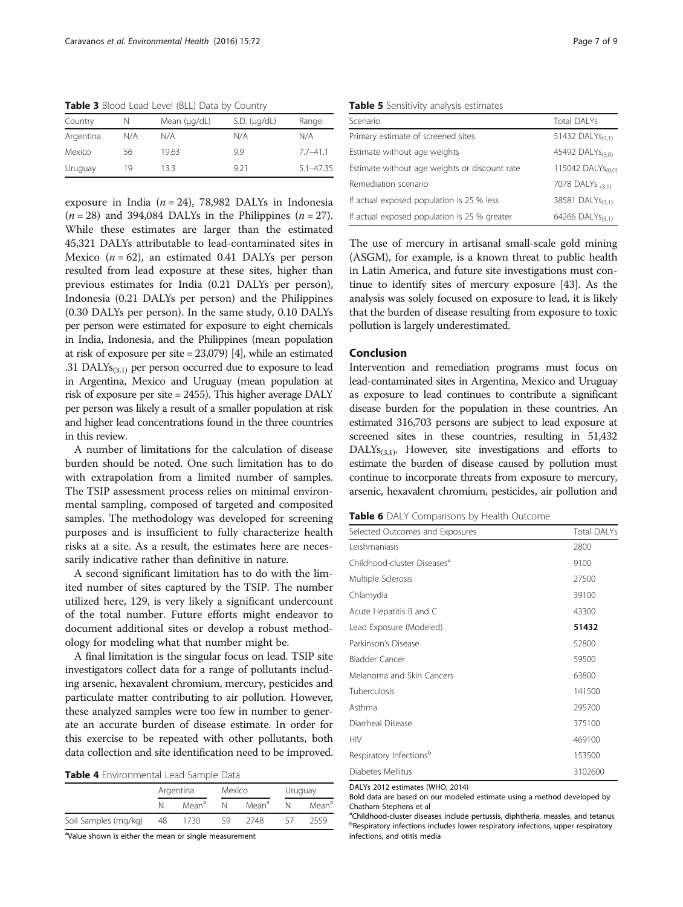**Table 3** Blood Lead Level (BLL) Data by Country

| Country | N | Mean (μg/dL) | S.D. (μg/dL) | Range |
|---|---|---|---|---|
| Argentina | N/A | N/A | N/A | N/A |
| Mexico | 56 | 19.63 | 9.9 | 7.7–41.1 |
| Uruguay | 19 | 13.3 | 9.21 | 5.1–47.35 |

exposure in India ($n = 24$), 78,982 DALYs in Indonesia ($n = 28$) and 394,084 DALYs in the Philippines ($n = 27$). While these estimates are larger than the estimated 45,321 DALYs attributable to lead-contaminated sites in Mexico ($n = 62$), an estimated 0.41 DALYs per person resulted from lead exposure at these sites, higher than previous estimates for India (0.21 DALYs per person), Indonesia (0.21 DALYs per person) and the Philippines (0.30 DALYs per person). In the same study, 0.10 DALYs per person were estimated for exposure to eight chemicals in India, Indonesia, and the Philippines (mean population at risk of exposure per site = 23,079) [4], while an estimated .31 $\text{DALYs}_{(3,1)}$ per person occurred due to exposure to lead in Argentina, Mexico and Uruguay (mean population at risk of exposure per site = 2455). This higher average DALY per person was likely a result of a smaller population at risk and higher lead concentrations found in the three countries in this review.

A number of limitations for the calculation of disease burden should be noted. One such limitation has to do with extrapolation from a limited number of samples. The TSIP assessment process relies on minimal environmental sampling, composed of targeted and composited samples. The methodology was developed for screening purposes and is insufficient to fully characterize health risks at a site. As a result, the estimates here are necessarily indicative rather than definitive in nature.

A second significant limitation has to do with the limited number of sites captured by the TSIP. The number utilized here, 129, is very likely a significant undercount of the total number. Future efforts might endeavor to document additional sites or develop a robust methodology for modeling what that number might be.

A final limitation is the singular focus on lead. TSIP site investigators collect data for a range of pollutants including arsenic, hexavalent chromium, mercury, pesticides and particulate matter contributing to air pollution. However, these analyzed samples were too few in number to generate an accurate burden of disease estimate. In order for this exercise to be repeated with other pollutants, both data collection and site identification need to be improved.

**Table 4** Environmental Lead Sample Data

| | Argentina | | Mexico | | Uruguay | |
|---|---|---|---|---|---|---|
| | N | Mean[a] | N | Mean[a] | N | Mean[a] |
| Soil Samples (mg/kg) | 48 | 1730 | 59 | 2748 | 57 | 2559 |

[a]Value shown is either the mean or single measurement

**Table 5** Sensitivity analysis estimates

| Scenario | Total DALYs |
|---|---|
| Primary estimate of screened sites | 51432 $\text{DALYs}_{(3,1)}$ |
| Estimate without age weights | 45492 $\text{DALYs}_{(3,0)}$ |
| Estimate without age weights or discount rate | 115042 $\text{DALYs}_{(0,0)}$ |
| Remediation scenario | 7078 $\text{DALYs}_{(3,1)}$ |
| If actual exposed population is 25 % less | 38581 $\text{DALYs}_{(3,1)}$ |
| If actual exposed population is 25 % greater | 64266 $\text{DALYs}_{(3,1)}$ |

The use of mercury in artisanal small-scale gold mining (ASGM), for example, is a known threat to public health in Latin America, and future site investigations must continue to identify sites of mercury exposure [43]. As the analysis was solely focused on exposure to lead, it is likely that the burden of disease resulting from exposure to toxic pollution is largely underestimated.

## Conclusion

Intervention and remediation programs must focus on lead-contaminated sites in Argentina, Mexico and Uruguay as exposure to lead continues to contribute a significant disease burden for the population in these countries. An estimated 316,703 persons are subject to lead exposure at screened sites in these countries, resulting in 51,432 $\text{DALYs}_{(3,1)}$. However, site investigations and efforts to estimate the burden of disease caused by pollution must continue to incorporate threats from exposure to mercury, arsenic, hexavalent chromium, pesticides, air pollution and

**Table 6** DALY Comparisons by Health Outcome

| Selected Outcomes and Exposures | Total DALYs |
|---|---|
| Leishmaniasis | 2800 |
| Childhood-cluster Diseases[a] | 9100 |
| Multiple Sclerosis | 27500 |
| Chlamydia | 39100 |
| Acute Hepatitis B and C | 43300 |
| Lead Exposure (Modeled) | **51432** |
| Parkinson's Disease | 52800 |
| Bladder Cancer | 59500 |
| Melanoma and Skin Cancers | 63800 |
| Tuberculosis | 141500 |
| Asthma | 295700 |
| Diarrheal Disease | 375100 |
| HIV | 469100 |
| Respiratory Infections[b] | 153500 |
| Diabetes Mellitus | 3102600 |

DALYs 2012 estimates (WHO, 2014)

Bold data are based on our modeled estimate using a method developed by Chatham-Stephens et al

[a]Childhood-cluster diseases include pertussis, diphtheria, measles, and tetanus

[b]Respiratory infections includes lower respiratory infections, upper respiratory infections, and otitis media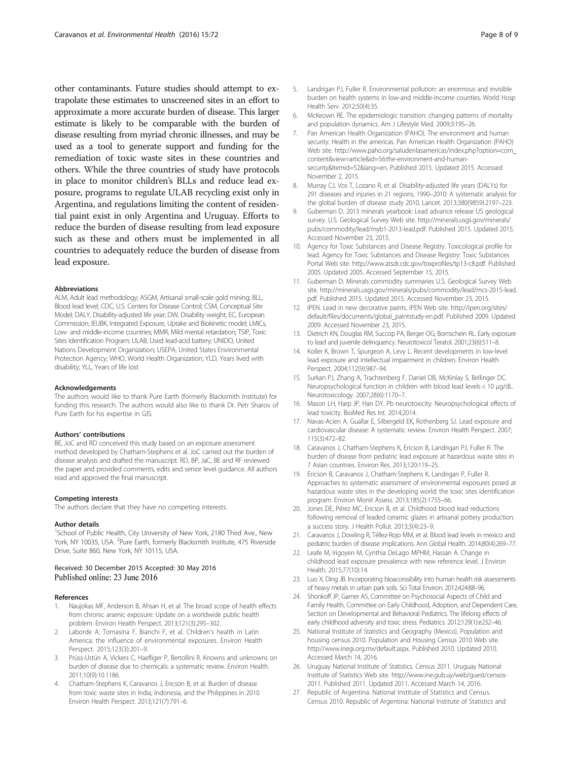other contaminants. Future studies should attempt to extrapolate these estimates to unscreened sites in an effort to approximate a more accurate burden of disease. This larger estimate is likely to be comparable with the burden of disease resulting from myriad chronic illnesses, and may be used as a tool to generate support and funding for the remediation of toxic waste sites in these countries and others. While the three countries of study have protocols in place to monitor children's BLLs and reduce lead exposure, programs to regulate ULAB recycling exist only in Argentina, and regulations limiting the content of residential paint exist in only Argentina and Uruguay. Efforts to reduce the burden of disease resulting from lead exposure such as these and others must be implemented in all countries to adequately reduce the burden of disease from lead exposure.

#### Abbreviations

ALM, Adult lead methodology; ASGM, Artisanal small-scale gold mining; BLL, Blood lead level; CDC, U.S. Centers for Disease Control; CSM, Conceptual Site Model; DALY, Disability-adjusted life year; DW, Disability weight; EC, European Commission; IEUBK, Integrated Exposure, Uptake and Biokinetic model; LMICs, Low- and middle-income countries; MMR, Mild mental retardation; TSIP, Toxic Sites Identification Program; ULAB, Used lead-acid battery; UNIDO, United Nations Development Organization; USEPA, United States Environmental Protection Agency; WHO, World Health Organization; YLD, Years lived with disability; YLL, Years of life lost

#### Acknowledgements

The authors would like to thank Pure Earth (formerly Blacksmith Institute) for funding this research. The authors would also like to thank Dr. Petr Sharov of Pure Earth for his expertise in GIS.

#### Authors' contributions

BE, JoC and RD conceived this study based on an exposure assessment method developed by Chatham-Stephens et al. JoC carried out the burden of disease analysis and drafted the manuscript. RD, BP, JaC, BE and RF reviewed the paper and provided comments, edits and senior level guidance. All authors read and approved the final manuscript.

#### Competing interests

The authors declare that they have no competing interests.

#### Author details

[1]School of Public Health, City University of New York, 2180 Third Ave., New York, NY 10035, USA. [2]Pure Earth, formerly Blacksmith Institute, 475 Riverside Drive, Suite 860, New York, NY 10115, USA.

Received: 30 December 2015 Accepted: 30 May 2016
Published online: 23 June 2016

#### References

1. Naujokas MF, Anderson B, Ahsan H, et al. The broad scope of health effects from chronic arsenic exposure: Update on a worldwide public health problem. Environ Health Perspect. 2013;121(3):295–302.
2. Laborde A, Tomasina F, Bianchi F, et al. Children's health in Latin America: the influence of environmental exposures. Environ Health Perspect. 2015;123(3):201–9.
3. Prüss-Ustün A, Vickers C, Haefliger P, Bertollini R. Knowns and unknowns on burden of disease due to chemicals: a systematic review. Environ Health. 2011;10(9):10.1186.
4. Chatham-Stephens K, Caravanos J, Ericson B, et al. Burden of disease from toxic waste sites in India, Indonesia, and the Philippines in 2010. Environ Health Perspect. 2013;121(7):791–6.
5. Landrigan PJ, Fuller R. Environmental pollution: an enormous and invisible burden on health systems in low-and middle-income counties. World Hosp Health Serv. 2012;50(4):35.
6. McKeown RE. The epidemiologic transition: changing patterns of mortality and population dynamics. Am J Lifestyle Med. 2009;3:19S–26.
7. Pan American Health Organization (PAHO). The environment and human security: Health in the americas. Pan American Health Organization (PAHO) Web site. http://www.paho.org/saludenlasamericas/index.php?option=com_content&view=article&id=56:the-environment-and-human-security&Itemid=52&lang=en. Published 2015. Updated 2015. Accessed November 2, 2015.
8. Murray CJ, Vos T, Lozano R, et al. Disability-adjusted life years (DALYs) for 291 diseases and injuries in 21 regions, 1990–2010: A systematic analysis for the global burden of disease study 2010. Lancet. 2013;380(9859):2197–223.
9. Guberman D. 2013 minerals yearbook: Lead advance release US geological survey. U.S. Geological Survey Web site. http://minerals.usgs.gov/minerals/pubs/commodity/lead/myb1-2013-lead.pdf. Published 2015. Updated 2015. Accessed November 23, 2015.
10. Agency for Toxic Substances and Disease Registry. Toxicological profile for lead. Agency for Toxic Substances and Disease Registry: Toxic Substances Portal Web site. http://www.atsdr.cdc.gov/toxprofiles/tp13-c8.pdf. Published 2005. Updated 2005. Accessed September 15, 2015.
11. Guberman D. Minerals commodity summaries U.S. Geological Survey Web site. http://minerals.usgs.gov/minerals/pubs/commodity/lead/mcs-2015-lead.pdf. Published 2015. Updated 2015. Accessed November 23, 2015.
12. IPEN. Lead in new decorative paints. IPEN Web site. http://ipen.org/sites/default/files/documents/global_paintstudy-en.pdf. Published 2009. Updated 2009. Accessed November 23, 2015.
13. Dietrich KN, Douglas RM, Succop PA, Berger OG, Bornschein RL. Early exposure to lead and juvenile delinquency. Neurotoxicol Teratol. 2001;23(6):511–8.
14. Koller K, Brown T, Spurgeon A, Levy L. Recent developments in low-level lead exposure and intellectual impairment in children. Environ Health Perspect. 2004;112(9):987–94.
15. Surkan PJ, Zhang A, Trachtenberg F, Daniel DB, McKinlay S, Bellinger DC. Neuropsychological function in children with blood lead levels < 10 μg/dL. Neurotoxicology. 2007;28(6):1170–7.
16. Mason LH, Harp JP, Han DY. Pb neurotoxicity: Neuropsychological effects of lead toxicity. BioMed Res Int. 2014;2014.
17. Navas-Acien A, Guallar E, Silbergeld EK, Rothenberg SJ. Lead exposure and cardiovascular disease: A systematic review. Environ Health Perspect. 2007; 115(3):472–82.
18. Caravanos J, Chatham-Stephens K, Ericson B, Landrigan PJ, Fuller R. The burden of disease from pediatric lead exposure at hazardous waste sites in 7 Asian countries. Environ Res. 2013;120:119–25.
19. Ericson B, Caravanos J, Chatham-Stephens K, Landrigan P, Fuller R. Approaches to systematic assessment of environmental exposures posed at hazardous waste sites in the developing world: the toxic sites identification program. Environ Monit Assess. 2013;185(2):1755–66.
20. Jones DE, Pérez MC, Ericson B, et al. Childhood blood lead reductions following removal of leaded ceramic glazes in artisanal pottery production: a success story. J Health Pollut. 2013;3(4):23–9.
21. Caravanos J, Dowling R, Téllez-Rojo MM, et al. Blood lead levels in mexico and pediatric burden of disease implications. Ann Global Health. 2014;80(4):269–77.
22. Leafe M, Irigoyen M, Cynthia DeLago MPHM, Hassan A. Change in childhood lead exposure prevalence with new reference level. J Environ Health. 2015;77(10):14.
23. Luo X, Ding JB. Incorporating bioaccessibility into human health risk assessments of heavy metals in urban park soils. Sci Total Environ. 2012;424:88–96.
24. Shonkoff JP, Garner AS, Committee on Psychosocial Aspects of Child and Family Health, Committee on Early Childhood, Adoption, and Dependent Care, Section on Developmental and Behavioral Pediatrics. The lifelong effects of early childhood adversity and toxic stress. Pediatrics. 2012;129(1):e232–46.
25. National Institute of Statistics and Geography (Mexico). Population and housing census 2010. Population and Housing Census 2010 Web site. http://www.inegi.org.mx/default.aspx. Published 2010. Updated 2010. Accessed March 14, 2016.
26. Uruguay National Institute of Statistics. Census 2011. Uruguay National Institute of Statistics Web site. http://www.ine.gub.uy/web/guest/censos-2011. Published 2011. Updated 2011. Accessed March 14, 2016.
27. Republic of Argentina: National Institute of Statistics and Census. Census 2010. Republic of Argentina: National Institute of Statistics and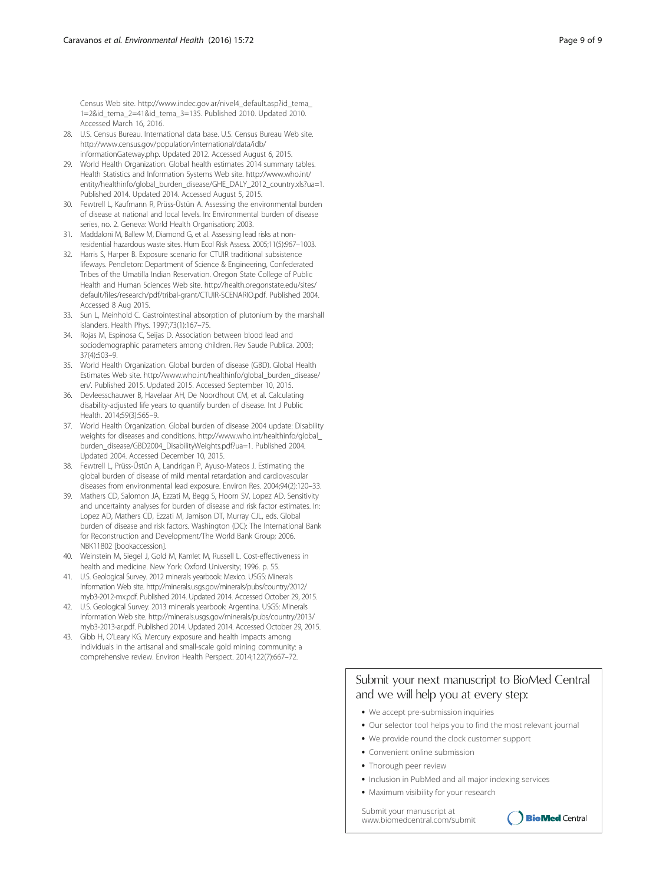Census Web site. http://www.indec.gov.ar/nivel4_default.asp?id_tema_1=2&id_tema_2=41&id_tema_3=135. Published 2010. Updated 2010. Accessed March 16, 2016.

28. U.S. Census Bureau. International data base. U.S. Census Bureau Web site. http://www.census.gov/population/international/data/idb/informationGateway.php. Updated 2012. Accessed August 6, 2015.
29. World Health Organization. Global health estimates 2014 summary tables. Health Statistics and Information Systems Web site. http://www.who.int/entity/healthinfo/global_burden_disease/GHE_DALY_2012_country.xls?ua=1. Published 2014. Updated 2014. Accessed August 5, 2015.
30. Fewtrell L, Kaufmann R, Prüss-Üstün A. Assessing the environmental burden of disease at national and local levels. In: Environmental burden of disease series, no. 2. Geneva: World Health Organisation; 2003.
31. Maddaloni M, Ballew M, Diamond G, et al. Assessing lead risks at non-residential hazardous waste sites. Hum Ecol Risk Assess. 2005;11(5):967–1003.
32. Harris S, Harper B. Exposure scenario for CTUIR traditional subsistence lifeways. Pendleton: Department of Science & Engineering, Confederated Tribes of the Umatilla Indian Reservation. Oregon State College of Public Health and Human Sciences Web site. http://health.oregonstate.edu/sites/default/files/research/pdf/tribal-grant/CTUIR-SCENARIO.pdf. Published 2004. Accessed 8 Aug 2015.
33. Sun L, Meinhold C. Gastrointestinal absorption of plutonium by the marshall islanders. Health Phys. 1997;73(1):167–75.
34. Rojas M, Espinosa C, Seijas D. Association between blood lead and sociodemographic parameters among children. Rev Saude Publica. 2003; 37(4):503–9.
35. World Health Organization. Global burden of disease (GBD). Global Health Estimates Web site. http://www.who.int/healthinfo/global_burden_disease/en/. Published 2015. Updated 2015. Accessed September 10, 2015.
36. Devleesschauwer B, Havelaar AH, De Noordhout CM, et al. Calculating disability-adjusted life years to quantify burden of disease. Int J Public Health. 2014;59(3):565–9.
37. World Health Organization. Global burden of disease 2004 update: Disability weights for diseases and conditions. http://www.who.int/healthinfo/global_burden_disease/GBD2004_DisabilityWeights.pdf?ua=1. Published 2004. Updated 2004. Accessed December 10, 2015.
38. Fewtrell L, Prüss-Üstün A, Landrigan P, Ayuso-Mateos J. Estimating the global burden of disease of mild mental retardation and cardiovascular diseases from environmental lead exposure. Environ Res. 2004;94(2):120–33.
39. Mathers CD, Salomon JA, Ezzati M, Begg S, Hoorn SV, Lopez AD. Sensitivity and uncertainty analyses for burden of disease and risk factor estimates. In: Lopez AD, Mathers CD, Ezzati M, Jamison DT, Murray CJL, eds. Global burden of disease and risk factors. Washington (DC): The International Bank for Reconstruction and Development/The World Bank Group; 2006. NBK11802 [bookaccession].
40. Weinstein M, Siegel J, Gold M, Kamlet M, Russell L. Cost-effectiveness in health and medicine. New York: Oxford University; 1996. p. 55.
41. U.S. Geological Survey. 2012 minerals yearbook: Mexico. USGS: Minerals Information Web site. http://minerals.usgs.gov/minerals/pubs/country/2012/myb3-2012-mx.pdf. Published 2014. Updated 2014. Accessed October 29, 2015.
42. U.S. Geological Survey. 2013 minerals yearbook: Argentina. USGS: Minerals Information Web site. http://minerals.usgs.gov/minerals/pubs/country/2013/myb3-2013-ar.pdf. Published 2014. Updated 2014. Accessed October 29, 2015.
43. Gibb H, O'Leary KG. Mercury exposure and health impacts among individuals in the artisanal and small-scale gold mining community: a comprehensive review. Environ Health Perspect. 2014;122(7):667–72.

Submit your next manuscript to BioMed Central and we will help you at every step:

- We accept pre-submission inquiries
- Our selector tool helps you to find the most relevant journal
- We provide round the clock customer support
- Convenient online submission
- Thorough peer review
- Inclusion in PubMed and all major indexing services
- Maximum visibility for your research

Submit your manuscript at www.biomedcentral.com/submit

BioMed Central